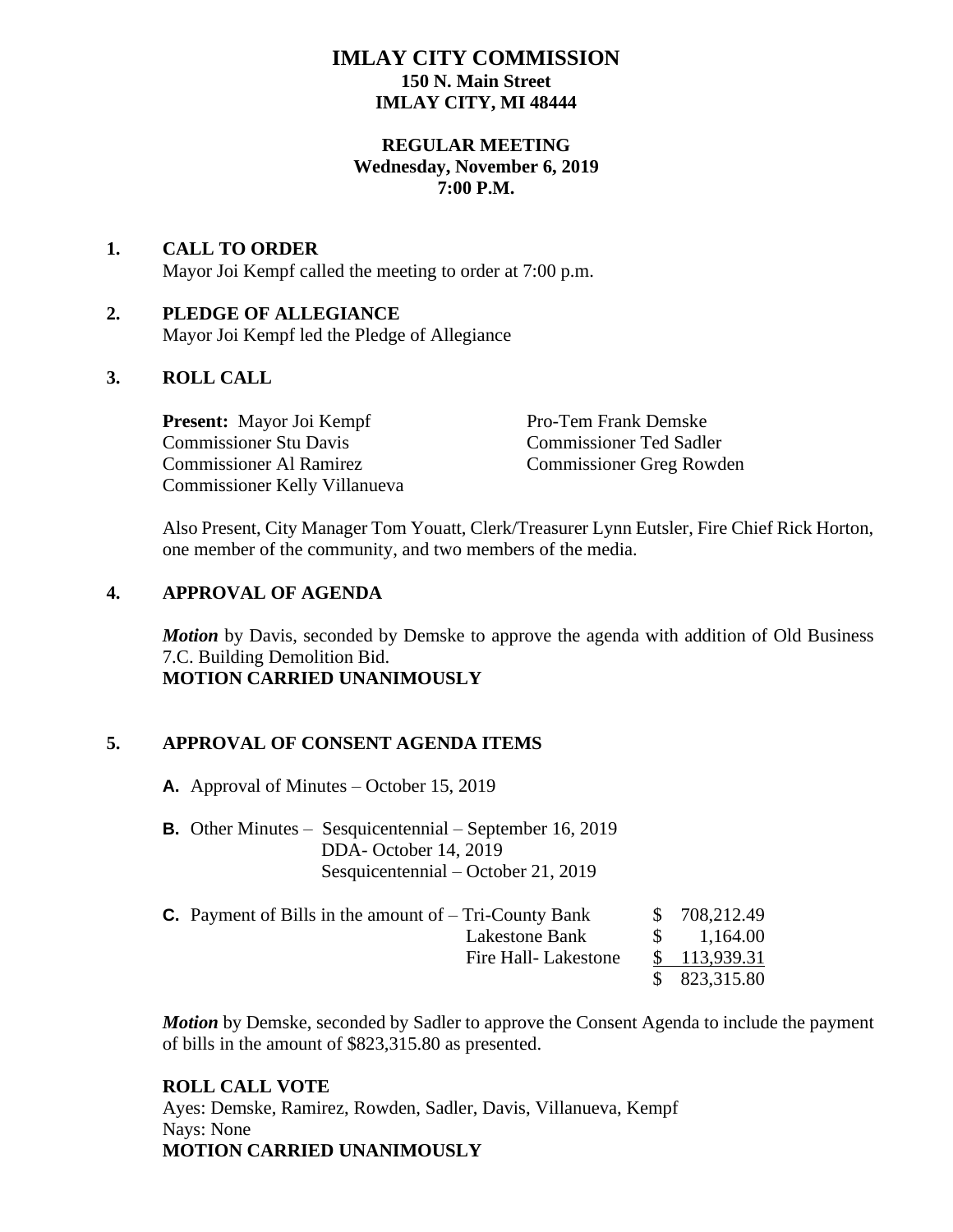# IMLAY CITY COMMISSION

**150 N. Main Street**
**IMLAY CITY, MI 48444**

**REGULAR MEETING**
**Wednesday, November 6, 2019**
**7:00 P.M.**

## 1. CALL TO ORDER

Mayor Joi Kempf called the meeting to order at 7:00 p.m.

## 2. PLEDGE OF ALLEGIANCE

Mayor Joi Kempf led the Pledge of Allegiance

## 3. ROLL CALL

**Present:** Mayor Joi Kempf
Pro-Tem Frank Demske
Commissioner Stu Davis
Commissioner Ted Sadler
Commissioner Al Ramirez
Commissioner Greg Rowden
Commissioner Kelly Villanueva

Also Present, City Manager Tom Youatt, Clerk/Treasurer Lynn Eutsler, Fire Chief Rick Horton, one member of the community, and two members of the media.

## 4. APPROVAL OF AGENDA

***Motion*** by Davis, seconded by Demske to approve the agenda with addition of Old Business 7.C. Building Demolition Bid.
**MOTION CARRIED UNANIMOUSLY**

## 5. APPROVAL OF CONSENT AGENDA ITEMS

**A.** Approval of Minutes – October 15, 2019

**B.** Other Minutes – Sesquicentennial – September 16, 2019
DDA- October 14, 2019
Sesquicentennial – October 21, 2019

**C.** Payment of Bills in the amount of –

| | | |
|---|---|---|
| Tri-County Bank | $ | 708,212.49 |
| Lakestone Bank | $ | 1,164.00 |
| Fire Hall- Lakestone | $ | 113,939.31 |
| | $ | 823,315.80 |

***Motion*** by Demske, seconded by Sadler to approve the Consent Agenda to include the payment of bills in the amount of $823,315.80 as presented.

**ROLL CALL VOTE**
Ayes: Demske, Ramirez, Rowden, Sadler, Davis, Villanueva, Kempf
Nays: None
**MOTION CARRIED UNANIMOUSLY**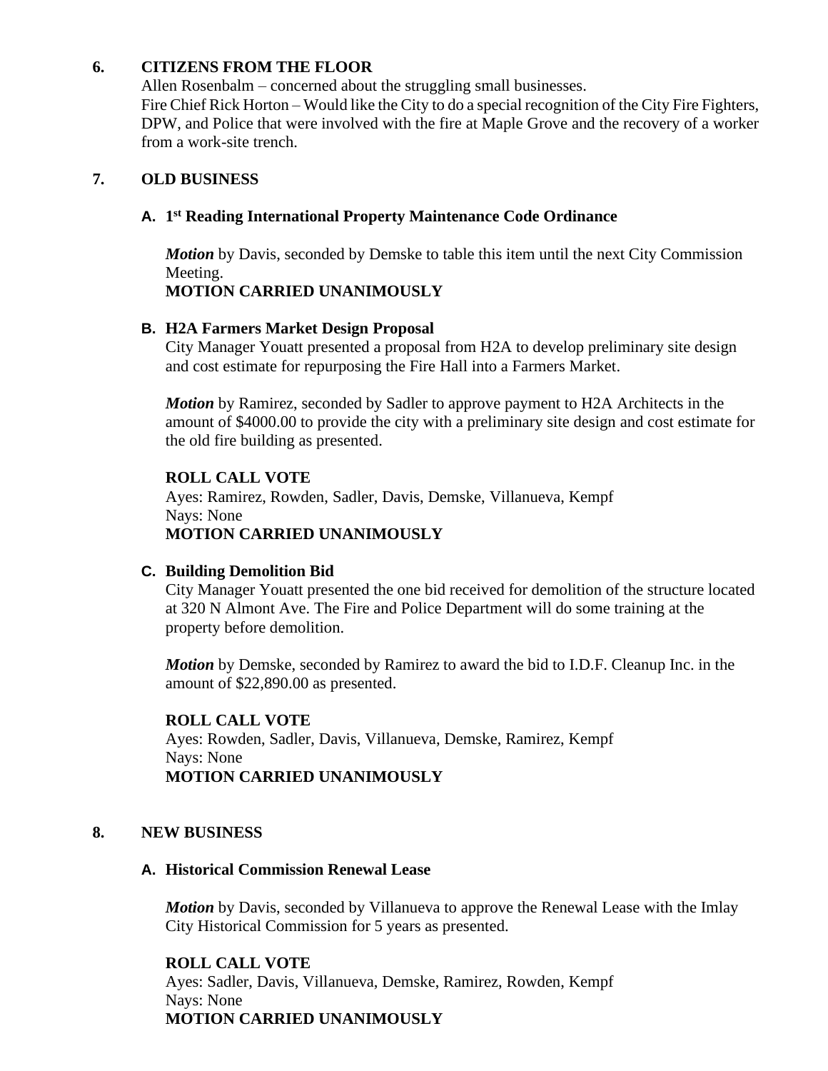## 6. CITIZENS FROM THE FLOOR

Allen Rosenbalm – concerned about the struggling small businesses.
Fire Chief Rick Horton – Would like the City to do a special recognition of the City Fire Fighters, DPW, and Police that were involved with the fire at Maple Grove and the recovery of a worker from a work-site trench.

## 7. OLD BUSINESS

### A. 1st Reading International Property Maintenance Code Ordinance

***Motion*** by Davis, seconded by Demske to table this item until the next City Commission Meeting.
**MOTION CARRIED UNANIMOUSLY**

### B. H2A Farmers Market Design Proposal

City Manager Youatt presented a proposal from H2A to develop preliminary site design and cost estimate for repurposing the Fire Hall into a Farmers Market.

***Motion*** by Ramirez, seconded by Sadler to approve payment to H2A Architects in the amount of $4000.00 to provide the city with a preliminary site design and cost estimate for the old fire building as presented.

**ROLL CALL VOTE**
Ayes: Ramirez, Rowden, Sadler, Davis, Demske, Villanueva, Kempf
Nays: None
**MOTION CARRIED UNANIMOUSLY**

### C. Building Demolition Bid

City Manager Youatt presented the one bid received for demolition of the structure located at 320 N Almont Ave. The Fire and Police Department will do some training at the property before demolition.

***Motion*** by Demske, seconded by Ramirez to award the bid to I.D.F. Cleanup Inc. in the amount of $22,890.00 as presented.

**ROLL CALL VOTE**
Ayes: Rowden, Sadler, Davis, Villanueva, Demske, Ramirez, Kempf
Nays: None
**MOTION CARRIED UNANIMOUSLY**

## 8. NEW BUSINESS

### A. Historical Commission Renewal Lease

***Motion*** by Davis, seconded by Villanueva to approve the Renewal Lease with the Imlay City Historical Commission for 5 years as presented.

**ROLL CALL VOTE**
Ayes: Sadler, Davis, Villanueva, Demske, Ramirez, Rowden, Kempf
Nays: None
**MOTION CARRIED UNANIMOUSLY**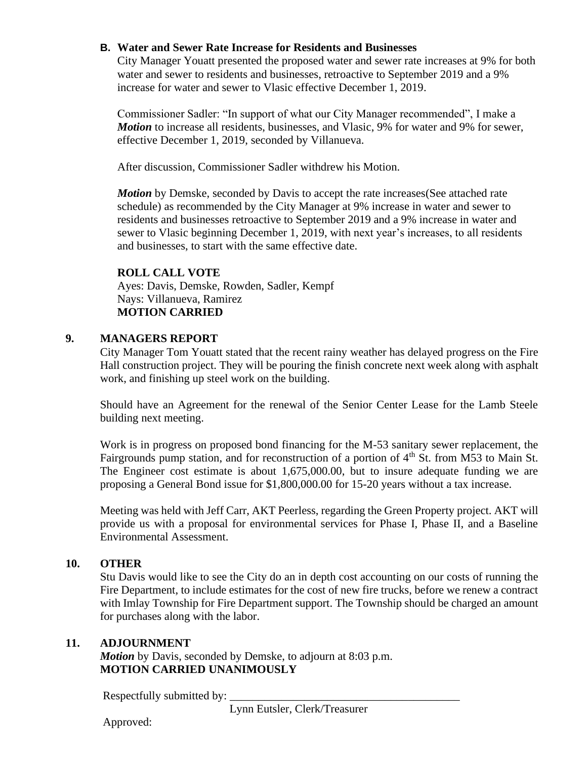### B. Water and Sewer Rate Increase for Residents and Businesses

City Manager Youatt presented the proposed water and sewer rate increases at 9% for both water and sewer to residents and businesses, retroactive to September 2019 and a 9% increase for water and sewer to Vlasic effective December 1, 2019.

Commissioner Sadler: "In support of what our City Manager recommended", I make a ***Motion*** to increase all residents, businesses, and Vlasic, 9% for water and 9% for sewer, effective December 1, 2019, seconded by Villanueva.

After discussion, Commissioner Sadler withdrew his Motion.

***Motion*** by Demske, seconded by Davis to accept the rate increases(See attached rate schedule) as recommended by the City Manager at 9% increase in water and sewer to residents and businesses retroactive to September 2019 and a 9% increase in water and sewer to Vlasic beginning December 1, 2019, with next year's increases, to all residents and businesses, to start with the same effective date.

**ROLL CALL VOTE**
Ayes: Davis, Demske, Rowden, Sadler, Kempf
Nays: Villanueva, Ramirez
**MOTION CARRIED**

## 9. MANAGERS REPORT

City Manager Tom Youatt stated that the recent rainy weather has delayed progress on the Fire Hall construction project. They will be pouring the finish concrete next week along with asphalt work, and finishing up steel work on the building.

Should have an Agreement for the renewal of the Senior Center Lease for the Lamb Steele building next meeting.

Work is in progress on proposed bond financing for the M-53 sanitary sewer replacement, the Fairgrounds pump station, and for reconstruction of a portion of 4th St. from M53 to Main St. The Engineer cost estimate is about 1,675,000.00, but to insure adequate funding we are proposing a General Bond issue for $1,800,000.00 for 15-20 years without a tax increase.

Meeting was held with Jeff Carr, AKT Peerless, regarding the Green Property project. AKT will provide us with a proposal for environmental services for Phase I, Phase II, and a Baseline Environmental Assessment.

## 10. OTHER

Stu Davis would like to see the City do an in depth cost accounting on our costs of running the Fire Department, to include estimates for the cost of new fire trucks, before we renew a contract with Imlay Township for Fire Department support. The Township should be charged an amount for purchases along with the labor.

## 11. ADJOURNMENT

***Motion*** by Davis, seconded by Demske, to adjourn at 8:03 p.m.
**MOTION CARRIED UNANIMOUSLY**

Respectfully submitted by: ________________________________________
Lynn Eutsler, Clerk/Treasurer

Approved: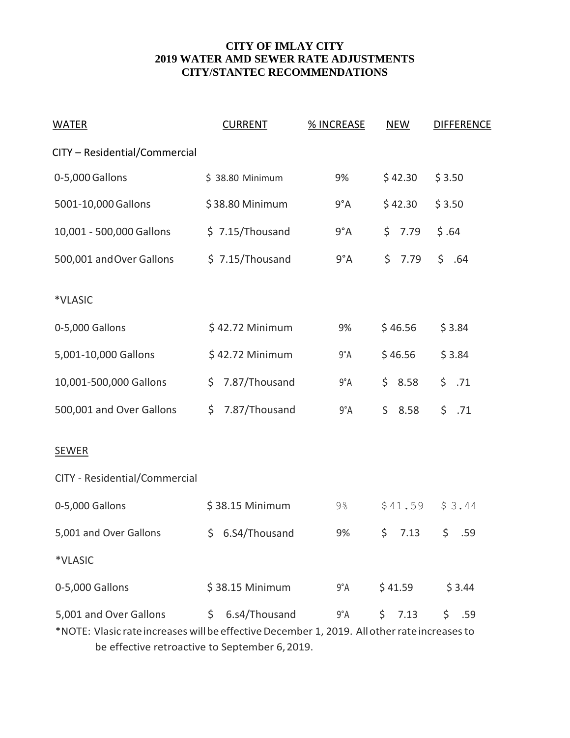**CITY OF IMLAY CITY**
**2019 WATER AMD SEWER RATE ADJUSTMENTS**
**CITY/STANTEC RECOMMENDATIONS**

| WATER | CURRENT | % INCREASE | NEW | DIFFERENCE |
|---|---|---|---|---|
| CITY – Residential/Commercial | | | | |
| 0-5,000 Gallons | $ 38.80 Minimum | 9% | $ 42.30 | $ 3.50 |
| 5001-10,000 Gallons | $ 38.80 Minimum | 9°A | $ 42.30 | $ 3.50 |
| 10,001 - 500,000 Gallons | $ 7.15/Thousand | 9°A | $ 7.79 | $ .64 |
| 500,001 and Over Gallons | $ 7.15/Thousand | 9°A | $ 7.79 | $ .64 |
| *VLASIC | | | | |
| 0-5,000 Gallons | $ 42.72 Minimum | 9% | $ 46.56 | $ 3.84 |
| 5,001-10,000 Gallons | $ 42.72 Minimum | 9°A | $ 46.56 | $ 3.84 |
| 10,001-500,000 Gallons | $ 7.87/Thousand | 9°A | $ 8.58 | $ .71 |
| 500,001 and Over Gallons | $ 7.87/Thousand | 9°A | S 8.58 | $ .71 |
| SEWER | | | | |
| CITY - Residential/Commercial | | | | |
| 0-5,000 Gallons | $ 38.15 Minimum | 9% | $41.59 | $3.44 |
| 5,001 and Over Gallons | $ 6.S4/Thousand | 9% | $ 7.13 | $ .59 |
| *VLASIC | | | | |
| 0-5,000 Gallons | $ 38.15 Minimum | 9°A | $ 41.59 | $ 3.44 |
| 5,001 and Over Gallons | $ 6.s4/Thousand | 9°A | $ 7.13 | $ .59 |

*NOTE: Vlasic rate increases will be effective December 1, 2019. All other rate increases to be effective retroactive to September 6, 2019.